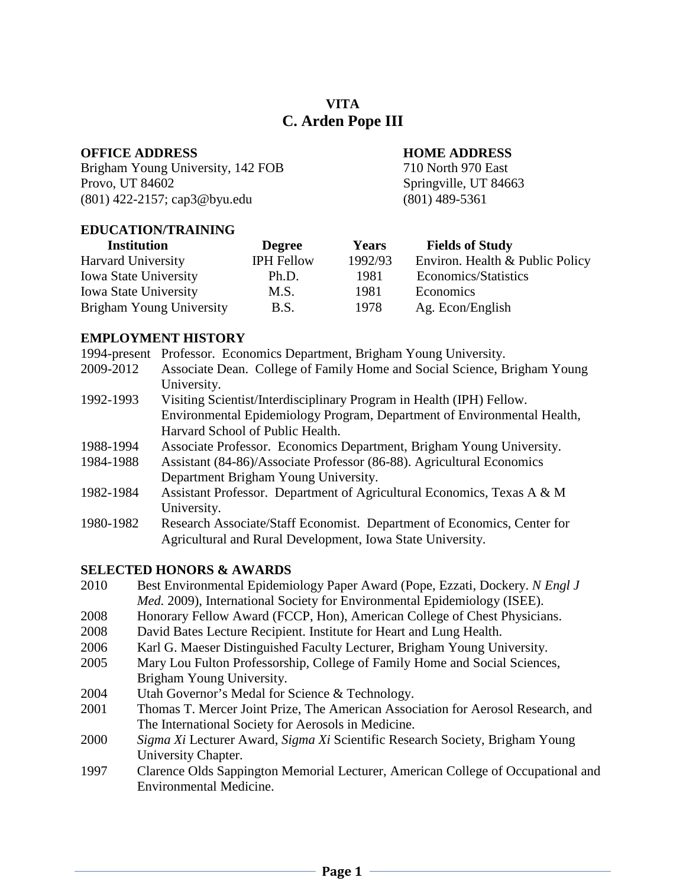# VITA
# C. Arden Pope III

**OFFICE ADDRESS**
Brigham Young University, 142 FOB
Provo, UT 84602
(801) 422-2157; cap3@byu.edu

**HOME ADDRESS**
710 North 970 East
Springville, UT 84663
(801) 489-5361

## EDUCATION/TRAINING

| Institution | Degree | Years | Fields of Study |
|---|---|---|---|
| Harvard University | IPH Fellow | 1992/93 | Environ. Health & Public Policy |
| Iowa State University | Ph.D. | 1981 | Economics/Statistics |
| Iowa State University | M.S. | 1981 | Economics |
| Brigham Young University | B.S. | 1978 | Ag. Econ/English |

## EMPLOYMENT HISTORY

1994-present Professor. Economics Department, Brigham Young University.

2009-2012 Associate Dean. College of Family Home and Social Science, Brigham Young University.

1992-1993 Visiting Scientist/Interdisciplinary Program in Health (IPH) Fellow. Environmental Epidemiology Program, Department of Environmental Health, Harvard School of Public Health.

1988-1994 Associate Professor. Economics Department, Brigham Young University.

1984-1988 Assistant (84-86)/Associate Professor (86-88). Agricultural Economics Department Brigham Young University.

1982-1984 Assistant Professor. Department of Agricultural Economics, Texas A & M University.

1980-1982 Research Associate/Staff Economist. Department of Economics, Center for Agricultural and Rural Development, Iowa State University.

## SELECTED HONORS & AWARDS

2010 Best Environmental Epidemiology Paper Award (Pope, Ezzati, Dockery. *N Engl J Med.* 2009), International Society for Environmental Epidemiology (ISEE).

2008 Honorary Fellow Award (FCCP, Hon), American College of Chest Physicians.

2008 David Bates Lecture Recipient. Institute for Heart and Lung Health.

2006 Karl G. Maeser Distinguished Faculty Lecturer, Brigham Young University.

2005 Mary Lou Fulton Professorship, College of Family Home and Social Sciences, Brigham Young University.

2004 Utah Governor's Medal for Science & Technology.

2001 Thomas T. Mercer Joint Prize, The American Association for Aerosol Research, and The International Society for Aerosols in Medicine.

2000 *Sigma Xi* Lecturer Award, *Sigma Xi* Scientific Research Society, Brigham Young University Chapter.

1997 Clarence Olds Sappington Memorial Lecturer, American College of Occupational and Environmental Medicine.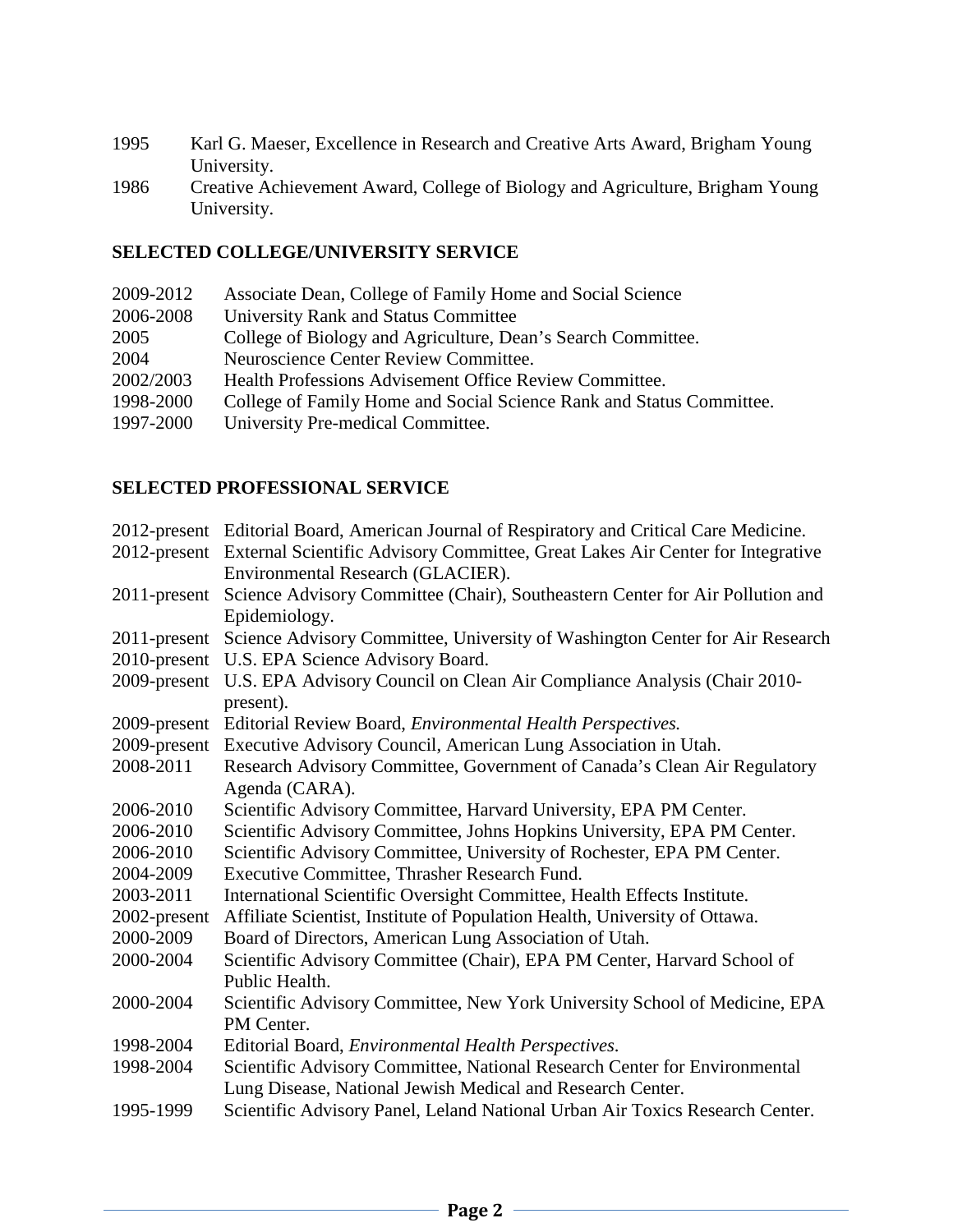1995 Karl G. Maeser, Excellence in Research and Creative Arts Award, Brigham Young University.

1986 Creative Achievement Award, College of Biology and Agriculture, Brigham Young University.

## SELECTED COLLEGE/UNIVERSITY SERVICE

2009-2012 Associate Dean, College of Family Home and Social Science

2006-2008 University Rank and Status Committee

2005 College of Biology and Agriculture, Dean's Search Committee.

2004 Neuroscience Center Review Committee.

2002/2003 Health Professions Advisement Office Review Committee.

1998-2000 College of Family Home and Social Science Rank and Status Committee.

1997-2000 University Pre-medical Committee.

## SELECTED PROFESSIONAL SERVICE

2012-present Editorial Board, American Journal of Respiratory and Critical Care Medicine.

2012-present External Scientific Advisory Committee, Great Lakes Air Center for Integrative Environmental Research (GLACIER).

2011-present Science Advisory Committee (Chair), Southeastern Center for Air Pollution and Epidemiology.

2011-present Science Advisory Committee, University of Washington Center for Air Research

2010-present U.S. EPA Science Advisory Board.

2009-present U.S. EPA Advisory Council on Clean Air Compliance Analysis (Chair 2010-present).

2009-present Editorial Review Board, *Environmental Health Perspectives.*

2009-present Executive Advisory Council, American Lung Association in Utah.

2008-2011 Research Advisory Committee, Government of Canada's Clean Air Regulatory Agenda (CARA).

2006-2010 Scientific Advisory Committee, Harvard University, EPA PM Center.

2006-2010 Scientific Advisory Committee, Johns Hopkins University, EPA PM Center.

2006-2010 Scientific Advisory Committee, University of Rochester, EPA PM Center.

2004-2009 Executive Committee, Thrasher Research Fund.

2003-2011 International Scientific Oversight Committee, Health Effects Institute.

2002-present Affiliate Scientist, Institute of Population Health, University of Ottawa.

2000-2009 Board of Directors, American Lung Association of Utah.

2000-2004 Scientific Advisory Committee (Chair), EPA PM Center, Harvard School of Public Health.

2000-2004 Scientific Advisory Committee, New York University School of Medicine, EPA PM Center.

1998-2004 Editorial Board, *Environmental Health Perspectives*.

1998-2004 Scientific Advisory Committee, National Research Center for Environmental Lung Disease, National Jewish Medical and Research Center.

1995-1999 Scientific Advisory Panel, Leland National Urban Air Toxics Research Center.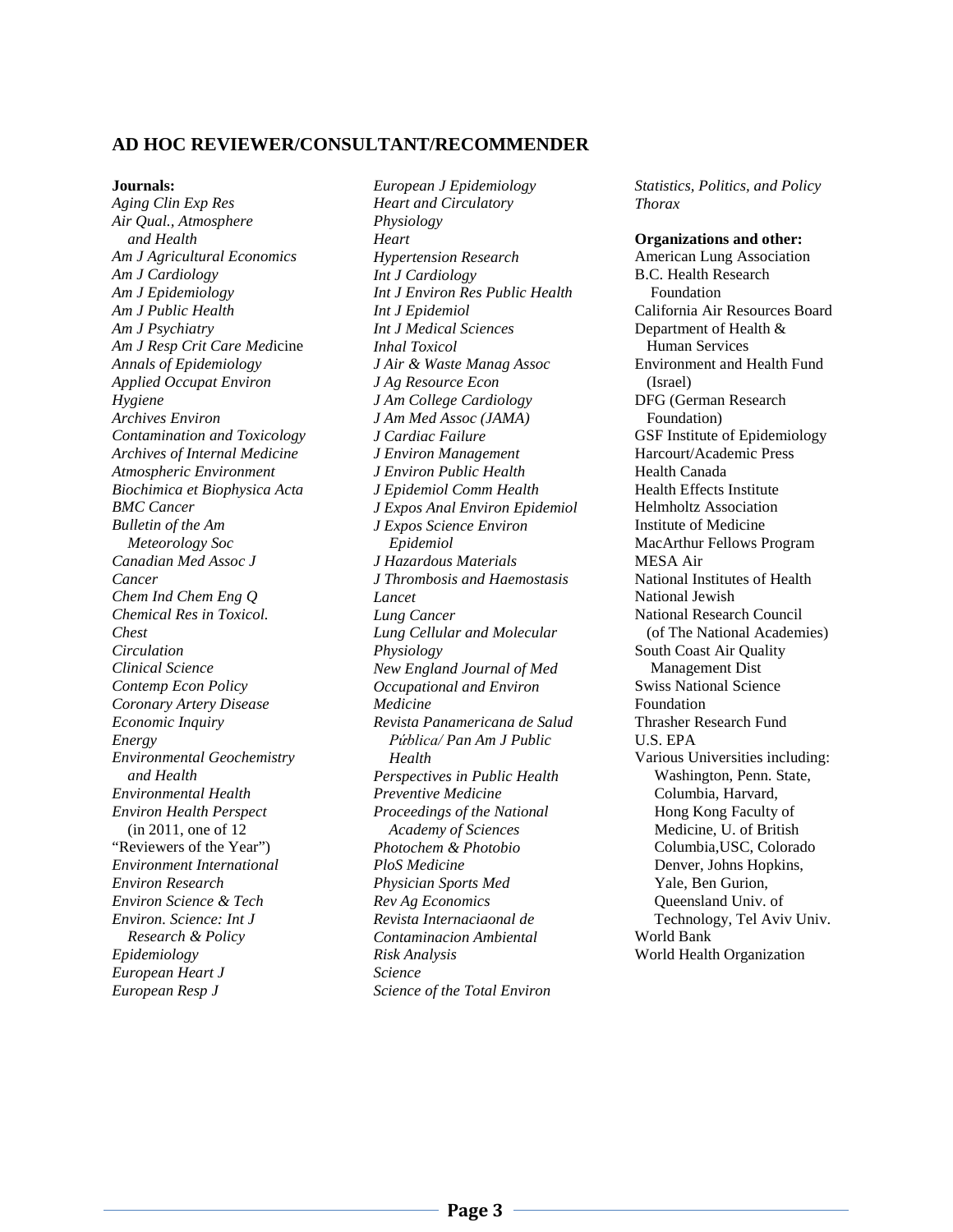## AD HOC REVIEWER/CONSULTANT/RECOMMENDER

**Journals:**

*Aging Clin Exp Res*
*Air Qual., Atmosphere and Health*
*Am J Agricultural Economics*
*Am J Cardiology*
*Am J Epidemiology*
*Am J Public Health*
*Am J Psychiatry*
*Am J Resp Crit Care Med*icine
*Annals of Epidemiology*
*Applied Occupat Environ Hygiene*
*Archives Environ Contamination and Toxicology*
*Archives of Internal Medicine*
*Atmospheric Environment*
*Biochimica et Biophysica Acta*
*BMC Cancer*
*Bulletin of the Am Meteorology Soc*
*Canadian Med Assoc J*
*Cancer*
*Chem Ind Chem Eng Q*
*Chemical Res in Toxicol.*
*Chest*
*Circulation*
*Clinical Science*
*Contemp Econ Policy*
*Coronary Artery Disease*
*Economic Inquiry*
*Energy*
*Environmental Geochemistry and Health*
*Environmental Health*
*Environ Health Perspect* (in 2011, one of 12 "Reviewers of the Year")
*Environment International*
*Environ Research*
*Environ Science & Tech*
*Environ. Science: Int J Research & Policy*
*Epidemiology*
*European Heart J*
*European Resp J*
*European J Epidemiology*
*Heart and Circulatory Physiology*
*Heart*
*Hypertension Research*
*Int J Cardiology*
*Int J Environ Res Public Health*
*Int J Epidemiol*
*Int J Medical Sciences*
*Inhal Toxicol*
*J Air & Waste Manag Assoc*
*J Ag Resource Econ*
*J Am College Cardiology*
*J Am Med Assoc (JAMA)*
*J Cardiac Failure*
*J Environ Management*
*J Environ Public Health*
*J Epidemiol Comm Health*
*J Expos Anal Environ Epidemiol*
*J Expos Science Environ Epidemiol*
*J Hazardous Materials*
*J Thrombosis and Haemostasis*
*Lancet*
*Lung Cancer*
*Lung Cellular and Molecular Physiology*
*New England Journal of Med*
*Occupational and Environ Medicine*
*Revista Panamericana de Salud Pública/ Pan Am J Public Health*
*Perspectives in Public Health*
*Preventive Medicine*
*Proceedings of the National Academy of Sciences*
*Photochem & Photobio*
*PloS Medicine*
*Physician Sports Med*
*Rev Ag Economics*
*Revista Internaciaonal de Contaminacion Ambiental*
*Risk Analysis*
*Science*
*Science of the Total Environ*
*Statistics, Politics, and Policy*
*Thorax*

**Organizations and other:**

American Lung Association
B.C. Health Research Foundation
California Air Resources Board
Department of Health & Human Services
Environment and Health Fund (Israel)
DFG (German Research Foundation)
GSF Institute of Epidemiology
Harcourt/Academic Press
Health Canada
Health Effects Institute
Helmholtz Association
Institute of Medicine
MacArthur Fellows Program
MESA Air
National Institutes of Health
National Jewish
National Research Council (of The National Academies)
South Coast Air Quality Management Dist
Swiss National Science Foundation
Thrasher Research Fund
U.S. EPA
Various Universities including: Washington, Penn. State, Columbia, Harvard, Hong Kong Faculty of Medicine, U. of British Columbia,USC, Colorado Denver, Johns Hopkins, Yale, Ben Gurion, Queensland Univ. of Technology, Tel Aviv Univ.
World Bank
World Health Organization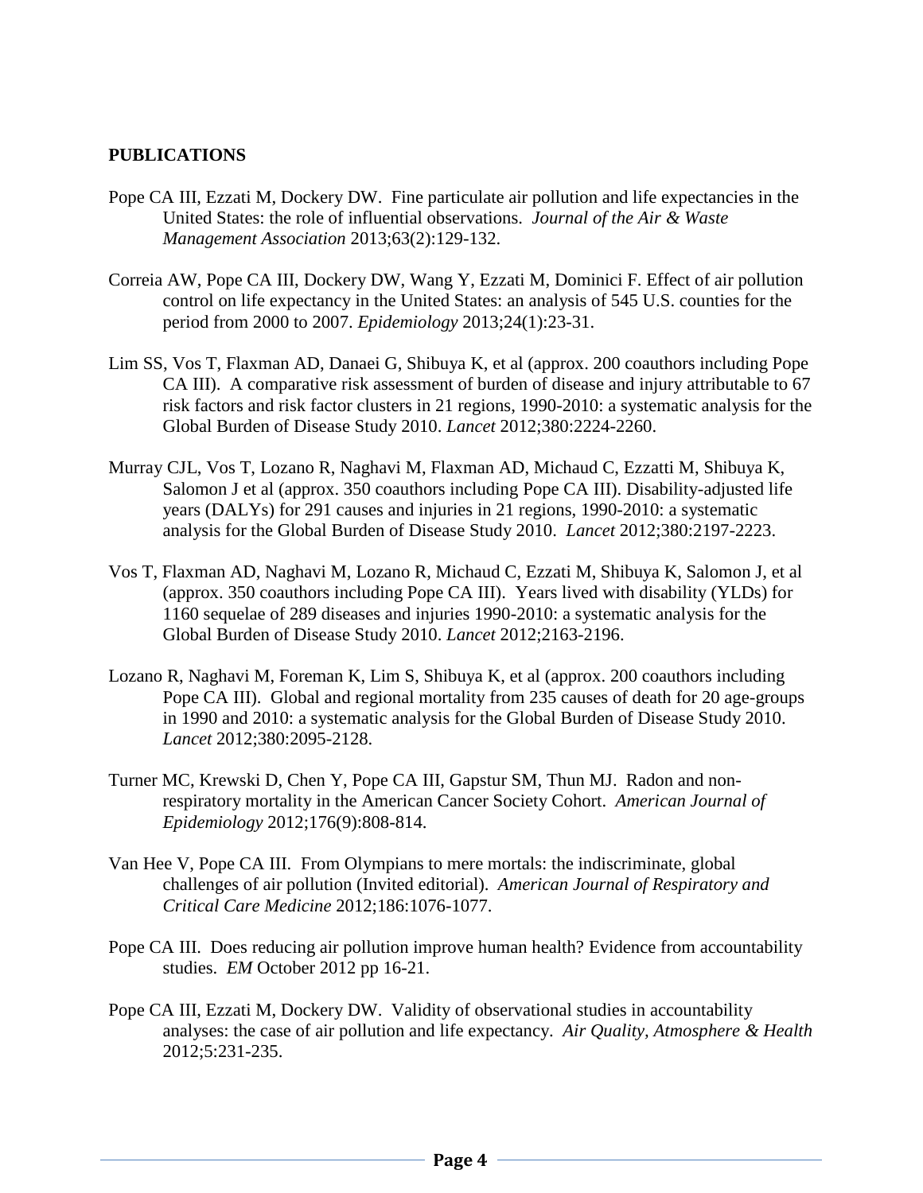**PUBLICATIONS**

Pope CA III, Ezzati M, Dockery DW. Fine particulate air pollution and life expectancies in the United States: the role of influential observations. *Journal of the Air & Waste Management Association* 2013;63(2):129-132.

Correia AW, Pope CA III, Dockery DW, Wang Y, Ezzati M, Dominici F. Effect of air pollution control on life expectancy in the United States: an analysis of 545 U.S. counties for the period from 2000 to 2007. *Epidemiology* 2013;24(1):23-31.

Lim SS, Vos T, Flaxman AD, Danaei G, Shibuya K, et al (approx. 200 coauthors including Pope CA III). A comparative risk assessment of burden of disease and injury attributable to 67 risk factors and risk factor clusters in 21 regions, 1990-2010: a systematic analysis for the Global Burden of Disease Study 2010. *Lancet* 2012;380:2224-2260.

Murray CJL, Vos T, Lozano R, Naghavi M, Flaxman AD, Michaud C, Ezzatti M, Shibuya K, Salomon J et al (approx. 350 coauthors including Pope CA III). Disability-adjusted life years (DALYs) for 291 causes and injuries in 21 regions, 1990-2010: a systematic analysis for the Global Burden of Disease Study 2010. *Lancet* 2012;380:2197-2223.

Vos T, Flaxman AD, Naghavi M, Lozano R, Michaud C, Ezzati M, Shibuya K, Salomon J, et al (approx. 350 coauthors including Pope CA III). Years lived with disability (YLDs) for 1160 sequelae of 289 diseases and injuries 1990-2010: a systematic analysis for the Global Burden of Disease Study 2010. *Lancet* 2012;2163-2196.

Lozano R, Naghavi M, Foreman K, Lim S, Shibuya K, et al (approx. 200 coauthors including Pope CA III). Global and regional mortality from 235 causes of death for 20 age-groups in 1990 and 2010: a systematic analysis for the Global Burden of Disease Study 2010. *Lancet* 2012;380:2095-2128.

Turner MC, Krewski D, Chen Y, Pope CA III, Gapstur SM, Thun MJ. Radon and non-respiratory mortality in the American Cancer Society Cohort. *American Journal of Epidemiology* 2012;176(9):808-814.

Van Hee V, Pope CA III. From Olympians to mere mortals: the indiscriminate, global challenges of air pollution (Invited editorial). *American Journal of Respiratory and Critical Care Medicine* 2012;186:1076-1077.

Pope CA III. Does reducing air pollution improve human health? Evidence from accountability studies. *EM* October 2012 pp 16-21.

Pope CA III, Ezzati M, Dockery DW. Validity of observational studies in accountability analyses: the case of air pollution and life expectancy. *Air Quality, Atmosphere & Health* 2012;5:231-235.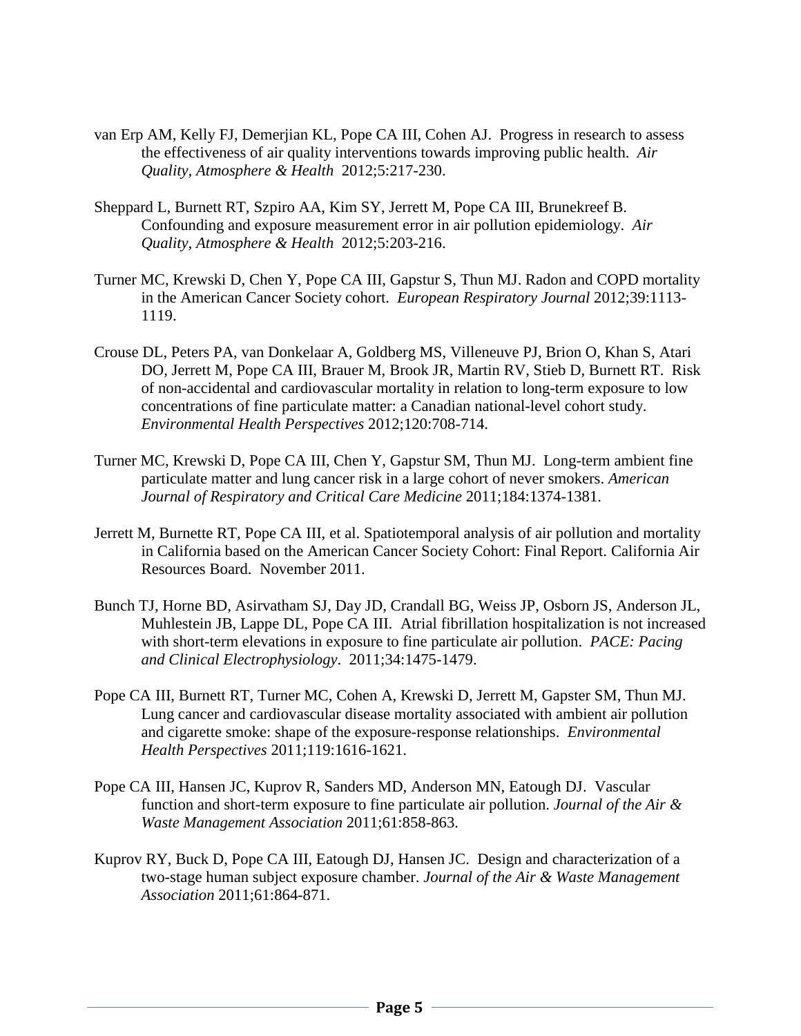van Erp AM, Kelly FJ, Demerjian KL, Pope CA III, Cohen AJ. Progress in research to assess the effectiveness of air quality interventions towards improving public health. *Air Quality, Atmosphere & Health* 2012;5:217-230.

Sheppard L, Burnett RT, Szpiro AA, Kim SY, Jerrett M, Pope CA III, Brunekreef B. Confounding and exposure measurement error in air pollution epidemiology. *Air Quality, Atmosphere & Health* 2012;5:203-216.

Turner MC, Krewski D, Chen Y, Pope CA III, Gapstur S, Thun MJ. Radon and COPD mortality in the American Cancer Society cohort. *European Respiratory Journal* 2012;39:1113-1119.

Crouse DL, Peters PA, van Donkelaar A, Goldberg MS, Villeneuve PJ, Brion O, Khan S, Atari DO, Jerrett M, Pope CA III, Brauer M, Brook JR, Martin RV, Stieb D, Burnett RT. Risk of non-accidental and cardiovascular mortality in relation to long-term exposure to low concentrations of fine particulate matter: a Canadian national-level cohort study. *Environmental Health Perspectives* 2012;120:708-714.

Turner MC, Krewski D, Pope CA III, Chen Y, Gapstur SM, Thun MJ. Long-term ambient fine particulate matter and lung cancer risk in a large cohort of never smokers. *American Journal of Respiratory and Critical Care Medicine* 2011;184:1374-1381.

Jerrett M, Burnette RT, Pope CA III, et al. Spatiotemporal analysis of air pollution and mortality in California based on the American Cancer Society Cohort: Final Report. California Air Resources Board. November 2011.

Bunch TJ, Horne BD, Asirvatham SJ, Day JD, Crandall BG, Weiss JP, Osborn JS, Anderson JL, Muhlestein JB, Lappe DL, Pope CA III. Atrial fibrillation hospitalization is not increased with short-term elevations in exposure to fine particulate air pollution. *PACE: Pacing and Clinical Electrophysiology*. 2011;34:1475-1479.

Pope CA III, Burnett RT, Turner MC, Cohen A, Krewski D, Jerrett M, Gapster SM, Thun MJ. Lung cancer and cardiovascular disease mortality associated with ambient air pollution and cigarette smoke: shape of the exposure-response relationships. *Environmental Health Perspectives* 2011;119:1616-1621.

Pope CA III, Hansen JC, Kuprov R, Sanders MD, Anderson MN, Eatough DJ. Vascular function and short-term exposure to fine particulate air pollution. *Journal of the Air & Waste Management Association* 2011;61:858-863.

Kuprov RY, Buck D, Pope CA III, Eatough DJ, Hansen JC. Design and characterization of a two-stage human subject exposure chamber. *Journal of the Air & Waste Management Association* 2011;61:864-871.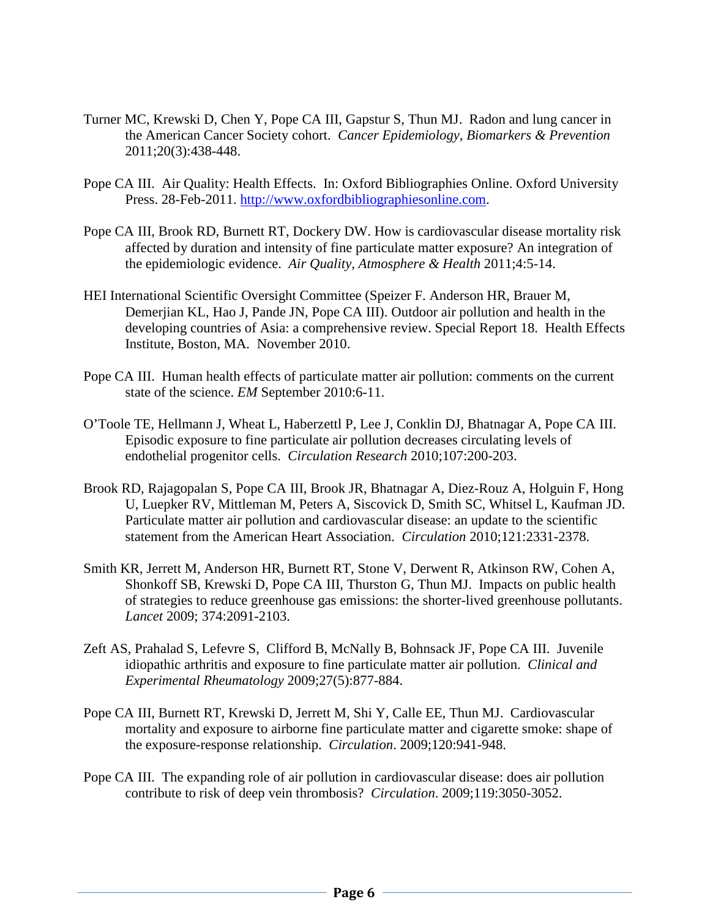Turner MC, Krewski D, Chen Y, Pope CA III, Gapstur S, Thun MJ. Radon and lung cancer in the American Cancer Society cohort. *Cancer Epidemiology, Biomarkers & Prevention* 2011;20(3):438-448.

Pope CA III. Air Quality: Health Effects. In: Oxford Bibliographies Online. Oxford University Press. 28-Feb-2011. http://www.oxfordbibliographiesonline.com.

Pope CA III, Brook RD, Burnett RT, Dockery DW. How is cardiovascular disease mortality risk affected by duration and intensity of fine particulate matter exposure? An integration of the epidemiologic evidence. *Air Quality, Atmosphere & Health* 2011;4:5-14.

HEI International Scientific Oversight Committee (Speizer F. Anderson HR, Brauer M, Demerjian KL, Hao J, Pande JN, Pope CA III). Outdoor air pollution and health in the developing countries of Asia: a comprehensive review. Special Report 18. Health Effects Institute, Boston, MA. November 2010.

Pope CA III. Human health effects of particulate matter air pollution: comments on the current state of the science. *EM* September 2010:6-11.

O'Toole TE, Hellmann J, Wheat L, Haberzettl P, Lee J, Conklin DJ, Bhatnagar A, Pope CA III. Episodic exposure to fine particulate air pollution decreases circulating levels of endothelial progenitor cells. *Circulation Research* 2010;107:200-203.

Brook RD, Rajagopalan S, Pope CA III, Brook JR, Bhatnagar A, Diez-Rouz A, Holguin F, Hong U, Luepker RV, Mittleman M, Peters A, Siscovick D, Smith SC, Whitsel L, Kaufman JD. Particulate matter air pollution and cardiovascular disease: an update to the scientific statement from the American Heart Association. *Circulation* 2010;121:2331-2378.

Smith KR, Jerrett M, Anderson HR, Burnett RT, Stone V, Derwent R, Atkinson RW, Cohen A, Shonkoff SB, Krewski D, Pope CA III, Thurston G, Thun MJ. Impacts on public health of strategies to reduce greenhouse gas emissions: the shorter-lived greenhouse pollutants. *Lancet* 2009; 374:2091-2103.

Zeft AS, Prahalad S, Lefevre S, Clifford B, McNally B, Bohnsack JF, Pope CA III. Juvenile idiopathic arthritis and exposure to fine particulate matter air pollution. *Clinical and Experimental Rheumatology* 2009;27(5):877-884.

Pope CA III, Burnett RT, Krewski D, Jerrett M, Shi Y, Calle EE, Thun MJ. Cardiovascular mortality and exposure to airborne fine particulate matter and cigarette smoke: shape of the exposure-response relationship. *Circulation*. 2009;120:941-948.

Pope CA III. The expanding role of air pollution in cardiovascular disease: does air pollution contribute to risk of deep vein thrombosis? *Circulation*. 2009;119:3050-3052.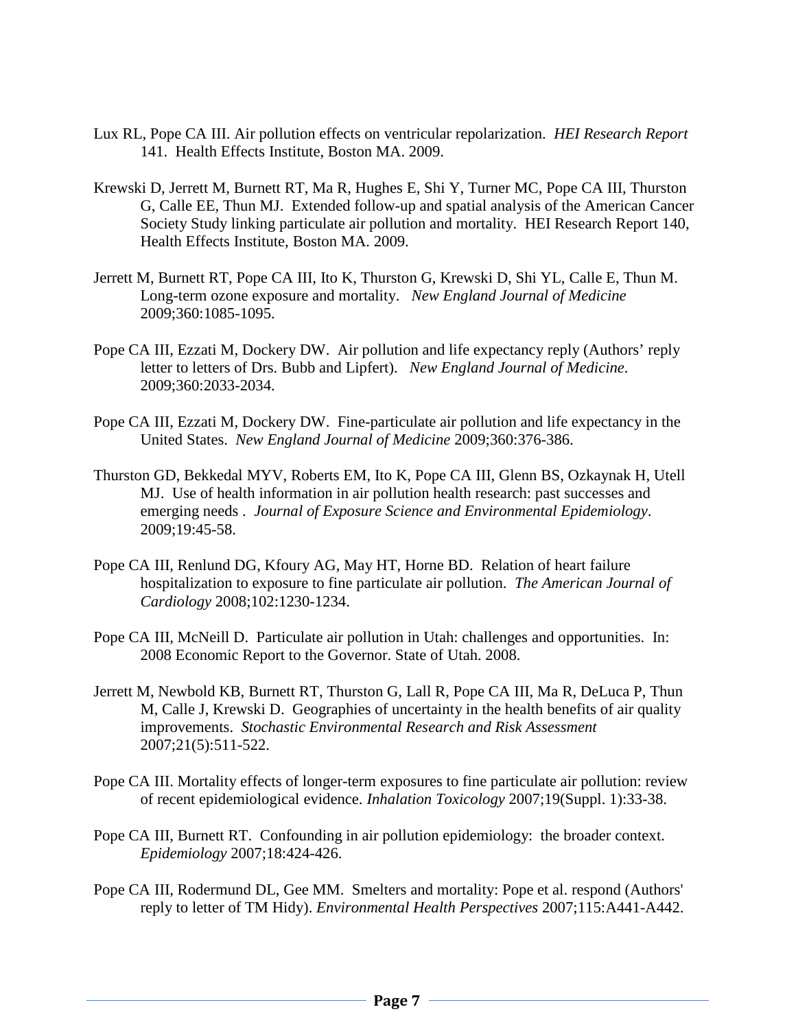Lux RL, Pope CA III. Air pollution effects on ventricular repolarization. *HEI Research Report* 141. Health Effects Institute, Boston MA. 2009.

Krewski D, Jerrett M, Burnett RT, Ma R, Hughes E, Shi Y, Turner MC, Pope CA III, Thurston G, Calle EE, Thun MJ. Extended follow-up and spatial analysis of the American Cancer Society Study linking particulate air pollution and mortality. HEI Research Report 140, Health Effects Institute, Boston MA. 2009.

Jerrett M, Burnett RT, Pope CA III, Ito K, Thurston G, Krewski D, Shi YL, Calle E, Thun M. Long-term ozone exposure and mortality. *New England Journal of Medicine* 2009;360:1085-1095.

Pope CA III, Ezzati M, Dockery DW. Air pollution and life expectancy reply (Authors' reply letter to letters of Drs. Bubb and Lipfert). *New England Journal of Medicine*. 2009;360:2033-2034.

Pope CA III, Ezzati M, Dockery DW. Fine-particulate air pollution and life expectancy in the United States. *New England Journal of Medicine* 2009;360:376-386.

Thurston GD, Bekkedal MYV, Roberts EM, Ito K, Pope CA III, Glenn BS, Ozkaynak H, Utell MJ. Use of health information in air pollution health research: past successes and emerging needs . *Journal of Exposure Science and Environmental Epidemiology*. 2009;19:45-58.

Pope CA III, Renlund DG, Kfoury AG, May HT, Horne BD. Relation of heart failure hospitalization to exposure to fine particulate air pollution. *The American Journal of Cardiology* 2008;102:1230-1234.

Pope CA III, McNeill D. Particulate air pollution in Utah: challenges and opportunities. In: 2008 Economic Report to the Governor. State of Utah. 2008.

Jerrett M, Newbold KB, Burnett RT, Thurston G, Lall R, Pope CA III, Ma R, DeLuca P, Thun M, Calle J, Krewski D. Geographies of uncertainty in the health benefits of air quality improvements. *Stochastic Environmental Research and Risk Assessment* 2007;21(5):511-522.

Pope CA III. Mortality effects of longer-term exposures to fine particulate air pollution: review of recent epidemiological evidence. *Inhalation Toxicology* 2007;19(Suppl. 1):33-38.

Pope CA III, Burnett RT. Confounding in air pollution epidemiology: the broader context. *Epidemiology* 2007;18:424-426.

Pope CA III, Rodermund DL, Gee MM. Smelters and mortality: Pope et al. respond (Authors' reply to letter of TM Hidy). *Environmental Health Perspectives* 2007;115:A441-A442.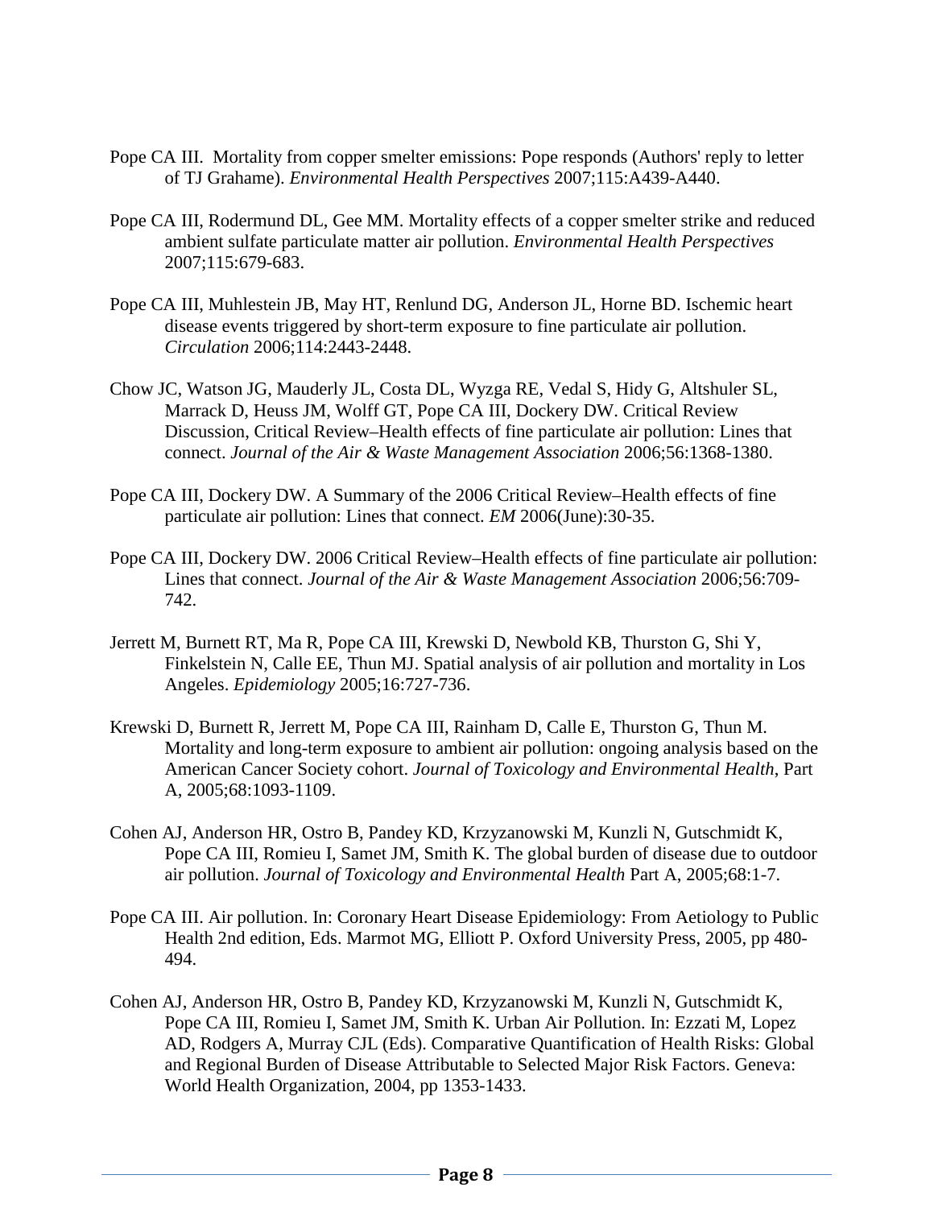Pope CA III. Mortality from copper smelter emissions: Pope responds (Authors' reply to letter of TJ Grahame). *Environmental Health Perspectives* 2007;115:A439-A440.

Pope CA III, Rodermund DL, Gee MM. Mortality effects of a copper smelter strike and reduced ambient sulfate particulate matter air pollution. *Environmental Health Perspectives* 2007;115:679-683.

Pope CA III, Muhlestein JB, May HT, Renlund DG, Anderson JL, Horne BD. Ischemic heart disease events triggered by short-term exposure to fine particulate air pollution. *Circulation* 2006;114:2443-2448.

Chow JC, Watson JG, Mauderly JL, Costa DL, Wyzga RE, Vedal S, Hidy G, Altshuler SL, Marrack D, Heuss JM, Wolff GT, Pope CA III, Dockery DW. Critical Review Discussion, Critical Review–Health effects of fine particulate air pollution: Lines that connect. *Journal of the Air & Waste Management Association* 2006;56:1368-1380.

Pope CA III, Dockery DW. A Summary of the 2006 Critical Review–Health effects of fine particulate air pollution: Lines that connect. *EM* 2006(June):30-35.

Pope CA III, Dockery DW. 2006 Critical Review–Health effects of fine particulate air pollution: Lines that connect. *Journal of the Air & Waste Management Association* 2006;56:709-742.

Jerrett M, Burnett RT, Ma R, Pope CA III, Krewski D, Newbold KB, Thurston G, Shi Y, Finkelstein N, Calle EE, Thun MJ. Spatial analysis of air pollution and mortality in Los Angeles. *Epidemiology* 2005;16:727-736.

Krewski D, Burnett R, Jerrett M, Pope CA III, Rainham D, Calle E, Thurston G, Thun M. Mortality and long-term exposure to ambient air pollution: ongoing analysis based on the American Cancer Society cohort. *Journal of Toxicology and Environmental Health*, Part A, 2005;68:1093-1109.

Cohen AJ, Anderson HR, Ostro B, Pandey KD, Krzyzanowski M, Kunzli N, Gutschmidt K, Pope CA III, Romieu I, Samet JM, Smith K. The global burden of disease due to outdoor air pollution. *Journal of Toxicology and Environmental Health* Part A, 2005;68:1-7.

Pope CA III. Air pollution. In: Coronary Heart Disease Epidemiology: From Aetiology to Public Health 2nd edition, Eds. Marmot MG, Elliott P. Oxford University Press, 2005, pp 480-494.

Cohen AJ, Anderson HR, Ostro B, Pandey KD, Krzyzanowski M, Kunzli N, Gutschmidt K, Pope CA III, Romieu I, Samet JM, Smith K. Urban Air Pollution. In: Ezzati M, Lopez AD, Rodgers A, Murray CJL (Eds). Comparative Quantification of Health Risks: Global and Regional Burden of Disease Attributable to Selected Major Risk Factors. Geneva: World Health Organization, 2004, pp 1353-1433.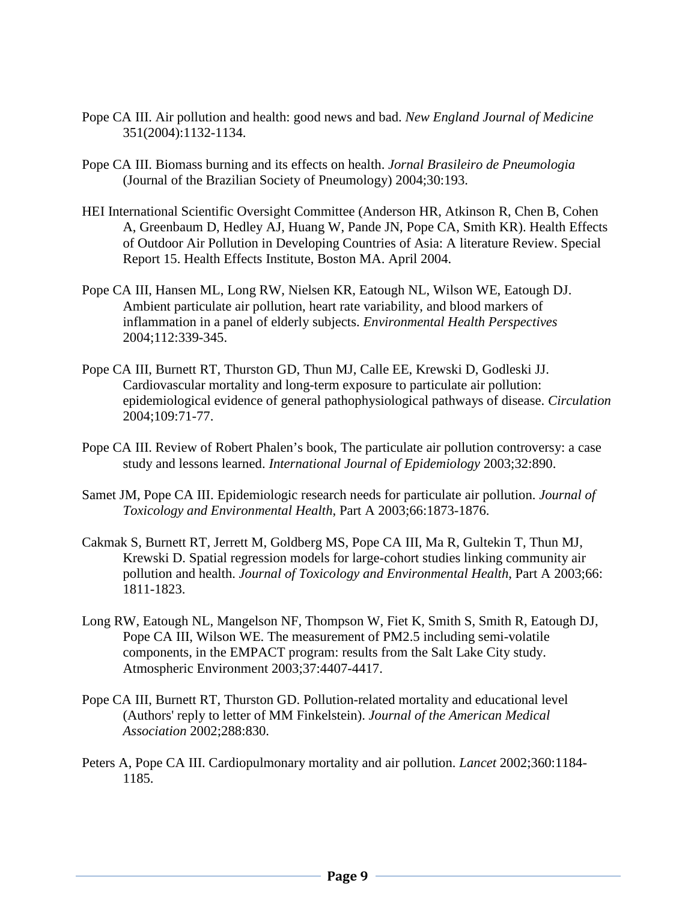Pope CA III. Air pollution and health: good news and bad. *New England Journal of Medicine* 351(2004):1132-1134.

Pope CA III. Biomass burning and its effects on health. *Jornal Brasileiro de Pneumologia* (Journal of the Brazilian Society of Pneumology) 2004;30:193.

HEI International Scientific Oversight Committee (Anderson HR, Atkinson R, Chen B, Cohen A, Greenbaum D, Hedley AJ, Huang W, Pande JN, Pope CA, Smith KR). Health Effects of Outdoor Air Pollution in Developing Countries of Asia: A literature Review. Special Report 15. Health Effects Institute, Boston MA. April 2004.

Pope CA III, Hansen ML, Long RW, Nielsen KR, Eatough NL, Wilson WE, Eatough DJ. Ambient particulate air pollution, heart rate variability, and blood markers of inflammation in a panel of elderly subjects. *Environmental Health Perspectives* 2004;112:339-345.

Pope CA III, Burnett RT, Thurston GD, Thun MJ, Calle EE, Krewski D, Godleski JJ. Cardiovascular mortality and long-term exposure to particulate air pollution: epidemiological evidence of general pathophysiological pathways of disease. *Circulation* 2004;109:71-77.

Pope CA III. Review of Robert Phalen's book, The particulate air pollution controversy: a case study and lessons learned. *International Journal of Epidemiology* 2003;32:890.

Samet JM, Pope CA III. Epidemiologic research needs for particulate air pollution. *Journal of Toxicology and Environmental Health*, Part A 2003;66:1873-1876.

Cakmak S, Burnett RT, Jerrett M, Goldberg MS, Pope CA III, Ma R, Gultekin T, Thun MJ, Krewski D. Spatial regression models for large-cohort studies linking community air pollution and health. *Journal of Toxicology and Environmental Health*, Part A 2003;66: 1811-1823.

Long RW, Eatough NL, Mangelson NF, Thompson W, Fiet K, Smith S, Smith R, Eatough DJ, Pope CA III, Wilson WE. The measurement of PM2.5 including semi-volatile components, in the EMPACT program: results from the Salt Lake City study. Atmospheric Environment 2003;37:4407-4417.

Pope CA III, Burnett RT, Thurston GD. Pollution-related mortality and educational level (Authors' reply to letter of MM Finkelstein). *Journal of the American Medical Association* 2002;288:830.

Peters A, Pope CA III. Cardiopulmonary mortality and air pollution. *Lancet* 2002;360:1184-1185.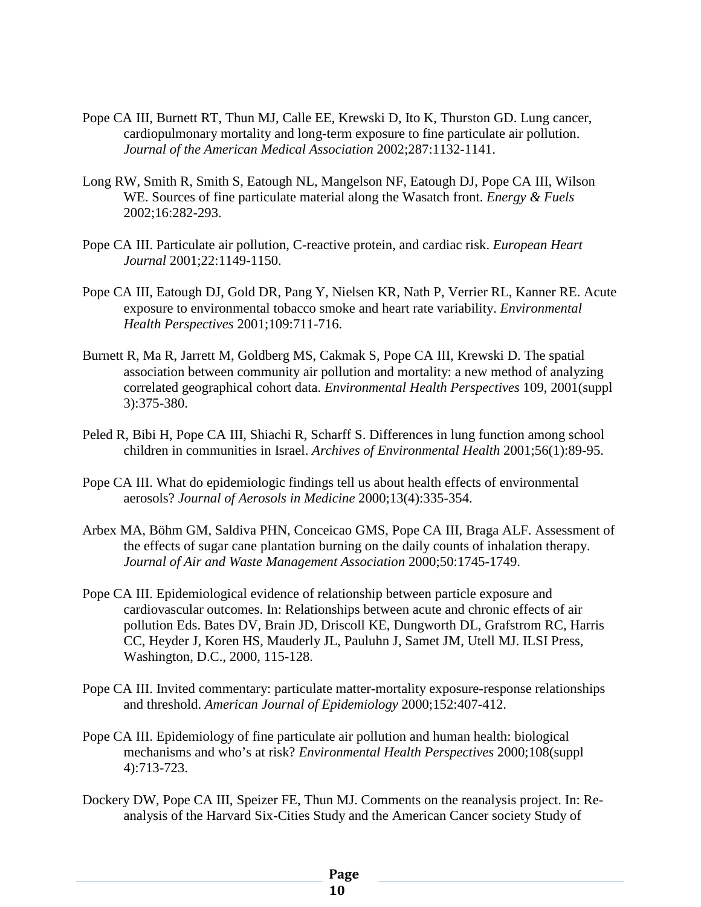Pope CA III, Burnett RT, Thun MJ, Calle EE, Krewski D, Ito K, Thurston GD. Lung cancer, cardiopulmonary mortality and long-term exposure to fine particulate air pollution. *Journal of the American Medical Association* 2002;287:1132-1141.

Long RW, Smith R, Smith S, Eatough NL, Mangelson NF, Eatough DJ, Pope CA III, Wilson WE. Sources of fine particulate material along the Wasatch front. *Energy & Fuels* 2002;16:282-293.

Pope CA III. Particulate air pollution, C-reactive protein, and cardiac risk. *European Heart Journal* 2001;22:1149-1150.

Pope CA III, Eatough DJ, Gold DR, Pang Y, Nielsen KR, Nath P, Verrier RL, Kanner RE. Acute exposure to environmental tobacco smoke and heart rate variability. *Environmental Health Perspectives* 2001;109:711-716.

Burnett R, Ma R, Jarrett M, Goldberg MS, Cakmak S, Pope CA III, Krewski D. The spatial association between community air pollution and mortality: a new method of analyzing correlated geographical cohort data. *Environmental Health Perspectives* 109, 2001(suppl 3):375-380.

Peled R, Bibi H, Pope CA III, Shiachi R, Scharff S. Differences in lung function among school children in communities in Israel. *Archives of Environmental Health* 2001;56(1):89-95.

Pope CA III. What do epidemiologic findings tell us about health effects of environmental aerosols? *Journal of Aerosols in Medicine* 2000;13(4):335-354.

Arbex MA, Böhm GM, Saldiva PHN, Conceicao GMS, Pope CA III, Braga ALF. Assessment of the effects of sugar cane plantation burning on the daily counts of inhalation therapy. *Journal of Air and Waste Management Association* 2000;50:1745-1749.

Pope CA III. Epidemiological evidence of relationship between particle exposure and cardiovascular outcomes. In: Relationships between acute and chronic effects of air pollution Eds. Bates DV, Brain JD, Driscoll KE, Dungworth DL, Grafstrom RC, Harris CC, Heyder J, Koren HS, Mauderly JL, Pauluhn J, Samet JM, Utell MJ. ILSI Press, Washington, D.C., 2000, 115-128.

Pope CA III. Invited commentary: particulate matter-mortality exposure-response relationships and threshold. *American Journal of Epidemiology* 2000;152:407-412.

Pope CA III. Epidemiology of fine particulate air pollution and human health: biological mechanisms and who's at risk? *Environmental Health Perspectives* 2000;108(suppl 4):713-723.

Dockery DW, Pope CA III, Speizer FE, Thun MJ. Comments on the reanalysis project. In: Re-analysis of the Harvard Six-Cities Study and the American Cancer society Study of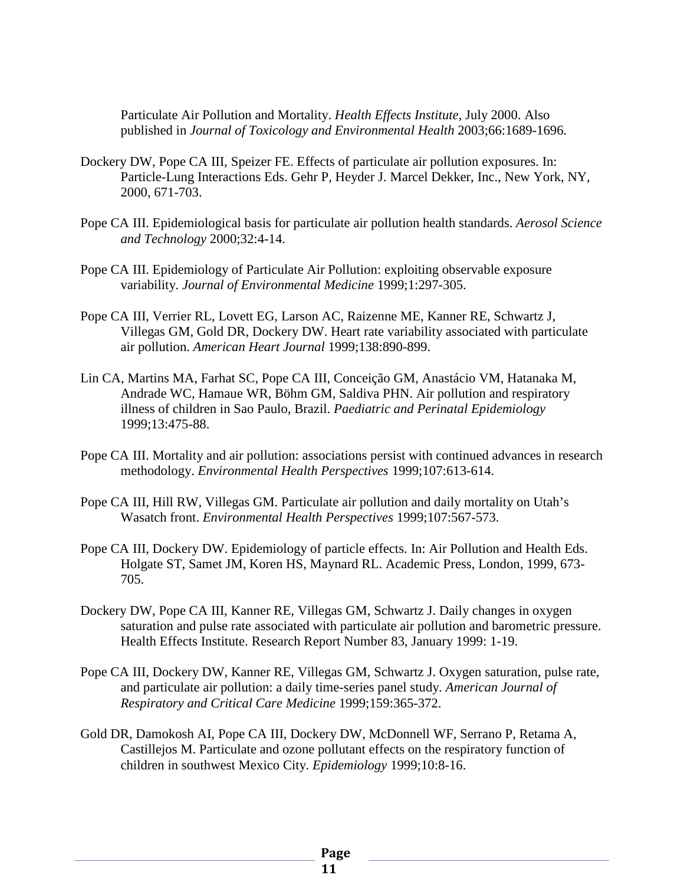Particulate Air Pollution and Mortality. *Health Effects Institute*, July 2000. Also published in *Journal of Toxicology and Environmental Health* 2003;66:1689-1696.

Dockery DW, Pope CA III, Speizer FE. Effects of particulate air pollution exposures. In: Particle-Lung Interactions Eds. Gehr P, Heyder J. Marcel Dekker, Inc., New York, NY, 2000, 671-703.

Pope CA III. Epidemiological basis for particulate air pollution health standards. *Aerosol Science and Technology* 2000;32:4-14.

Pope CA III. Epidemiology of Particulate Air Pollution: exploiting observable exposure variability. *Journal of Environmental Medicine* 1999;1:297-305.

Pope CA III, Verrier RL, Lovett EG, Larson AC, Raizenne ME, Kanner RE, Schwartz J, Villegas GM, Gold DR, Dockery DW. Heart rate variability associated with particulate air pollution. *American Heart Journal* 1999;138:890-899.

Lin CA, Martins MA, Farhat SC, Pope CA III, Conceição GM, Anastácio VM, Hatanaka M, Andrade WC, Hamaue WR, Böhm GM, Saldiva PHN. Air pollution and respiratory illness of children in Sao Paulo, Brazil. *Paediatric and Perinatal Epidemiology* 1999;13:475-88.

Pope CA III. Mortality and air pollution: associations persist with continued advances in research methodology. *Environmental Health Perspectives* 1999;107:613-614.

Pope CA III, Hill RW, Villegas GM. Particulate air pollution and daily mortality on Utah's Wasatch front. *Environmental Health Perspectives* 1999;107:567-573.

Pope CA III, Dockery DW. Epidemiology of particle effects. In: Air Pollution and Health Eds. Holgate ST, Samet JM, Koren HS, Maynard RL. Academic Press, London, 1999, 673-705.

Dockery DW, Pope CA III, Kanner RE, Villegas GM, Schwartz J. Daily changes in oxygen saturation and pulse rate associated with particulate air pollution and barometric pressure. Health Effects Institute. Research Report Number 83, January 1999: 1-19.

Pope CA III, Dockery DW, Kanner RE, Villegas GM, Schwartz J. Oxygen saturation, pulse rate, and particulate air pollution: a daily time-series panel study. *American Journal of Respiratory and Critical Care Medicine* 1999;159:365-372.

Gold DR, Damokosh AI, Pope CA III, Dockery DW, McDonnell WF, Serrano P, Retama A, Castillejos M. Particulate and ozone pollutant effects on the respiratory function of children in southwest Mexico City. *Epidemiology* 1999;10:8-16.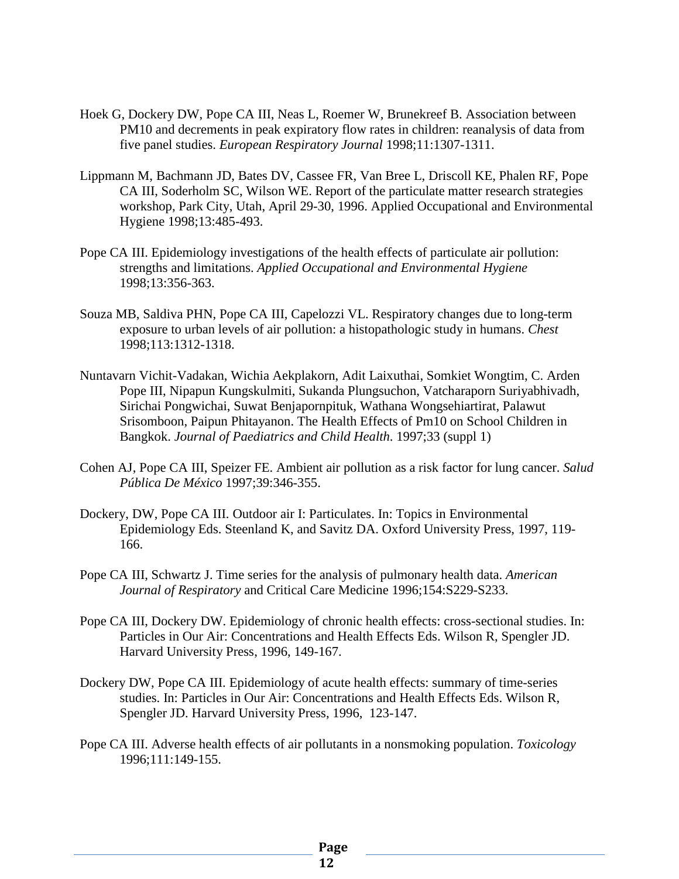Hoek G, Dockery DW, Pope CA III, Neas L, Roemer W, Brunekreef B. Association between PM10 and decrements in peak expiratory flow rates in children: reanalysis of data from five panel studies. *European Respiratory Journal* 1998;11:1307-1311.

Lippmann M, Bachmann JD, Bates DV, Cassee FR, Van Bree L, Driscoll KE, Phalen RF, Pope CA III, Soderholm SC, Wilson WE. Report of the particulate matter research strategies workshop, Park City, Utah, April 29-30, 1996. Applied Occupational and Environmental Hygiene 1998;13:485-493.

Pope CA III. Epidemiology investigations of the health effects of particulate air pollution: strengths and limitations. *Applied Occupational and Environmental Hygiene* 1998;13:356-363.

Souza MB, Saldiva PHN, Pope CA III, Capelozzi VL. Respiratory changes due to long-term exposure to urban levels of air pollution: a histopathologic study in humans. *Chest* 1998;113:1312-1318.

Nuntavarn Vichit-Vadakan, Wichia Aekplakorn, Adit Laixuthai, Somkiet Wongtim, C. Arden Pope III, Nipapun Kungskulmiti, Sukanda Plungsuchon, Vatcharaporn Suriyabhivadh, Sirichai Pongwichai, Suwat Benjapornpituk, Wathana Wongsehiartirat, Palawut Srisomboon, Paipun Phitayanon. The Health Effects of Pm10 on School Children in Bangkok. *Journal of Paediatrics and Child Health*. 1997;33 (suppl 1)

Cohen AJ, Pope CA III, Speizer FE. Ambient air pollution as a risk factor for lung cancer. *Salud Pública De México* 1997;39:346-355.

Dockery, DW, Pope CA III. Outdoor air I: Particulates. In: Topics in Environmental Epidemiology Eds. Steenland K, and Savitz DA. Oxford University Press, 1997, 119-166.

Pope CA III, Schwartz J. Time series for the analysis of pulmonary health data. *American Journal of Respiratory* and Critical Care Medicine 1996;154:S229-S233.

Pope CA III, Dockery DW. Epidemiology of chronic health effects: cross-sectional studies. In: Particles in Our Air: Concentrations and Health Effects Eds. Wilson R, Spengler JD. Harvard University Press, 1996, 149-167.

Dockery DW, Pope CA III. Epidemiology of acute health effects: summary of time-series studies. In: Particles in Our Air: Concentrations and Health Effects Eds. Wilson R, Spengler JD. Harvard University Press, 1996, 123-147.

Pope CA III. Adverse health effects of air pollutants in a nonsmoking population. *Toxicology* 1996;111:149-155.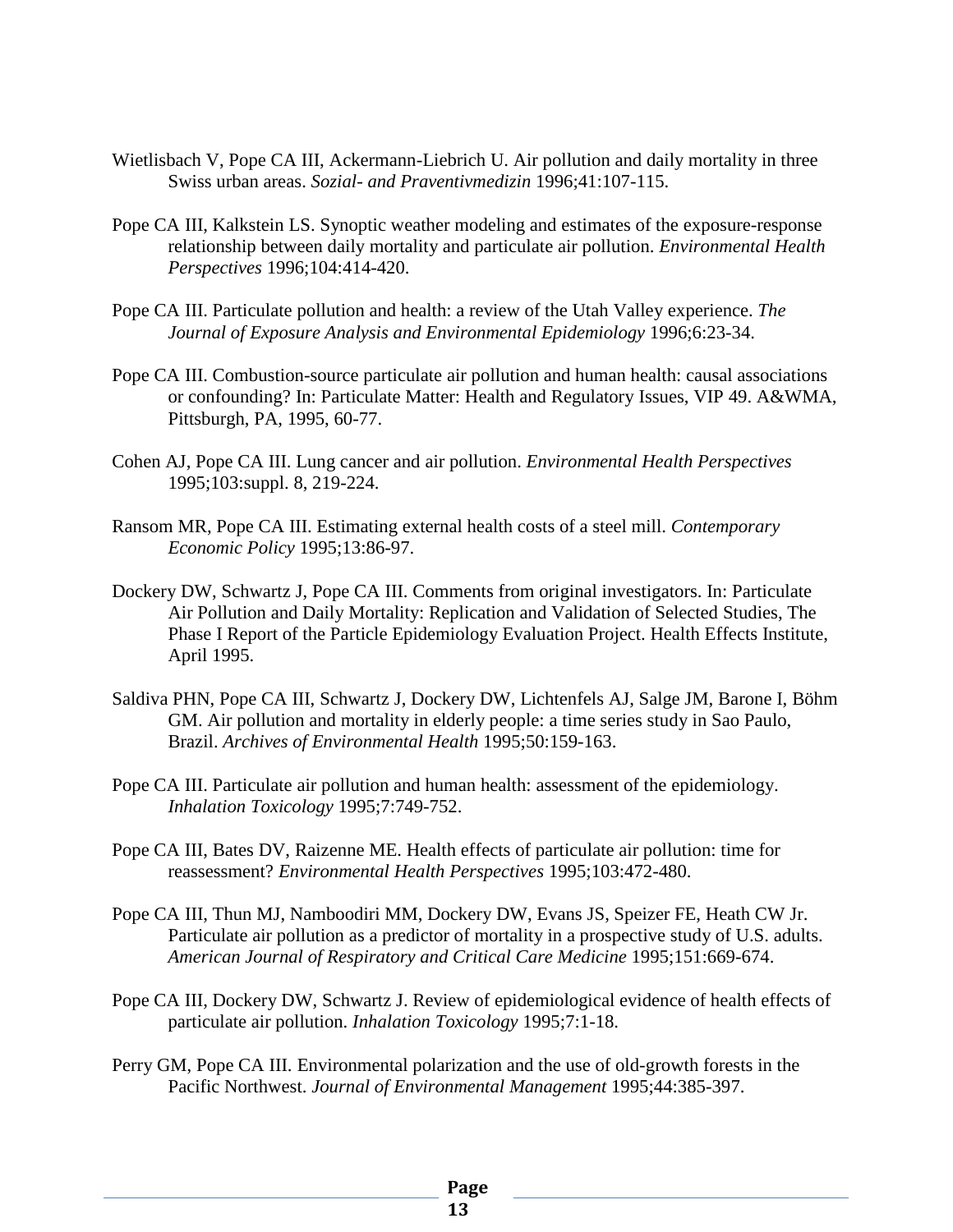Wietlisbach V, Pope CA III, Ackermann-Liebrich U. Air pollution and daily mortality in three Swiss urban areas. *Sozial- and Praventivmedizin* 1996;41:107-115.

Pope CA III, Kalkstein LS. Synoptic weather modeling and estimates of the exposure-response relationship between daily mortality and particulate air pollution. *Environmental Health Perspectives* 1996;104:414-420.

Pope CA III. Particulate pollution and health: a review of the Utah Valley experience. *The Journal of Exposure Analysis and Environmental Epidemiology* 1996;6:23-34.

Pope CA III. Combustion-source particulate air pollution and human health: causal associations or confounding? In: Particulate Matter: Health and Regulatory Issues, VIP 49. A&WMA, Pittsburgh, PA, 1995, 60-77.

Cohen AJ, Pope CA III. Lung cancer and air pollution. *Environmental Health Perspectives* 1995;103:suppl. 8, 219-224.

Ransom MR, Pope CA III. Estimating external health costs of a steel mill. *Contemporary Economic Policy* 1995;13:86-97.

Dockery DW, Schwartz J, Pope CA III. Comments from original investigators. In: Particulate Air Pollution and Daily Mortality: Replication and Validation of Selected Studies, The Phase I Report of the Particle Epidemiology Evaluation Project. Health Effects Institute, April 1995.

Saldiva PHN, Pope CA III, Schwartz J, Dockery DW, Lichtenfels AJ, Salge JM, Barone I, Böhm GM. Air pollution and mortality in elderly people: a time series study in Sao Paulo, Brazil. *Archives of Environmental Health* 1995;50:159-163.

Pope CA III. Particulate air pollution and human health: assessment of the epidemiology. *Inhalation Toxicology* 1995;7:749-752.

Pope CA III, Bates DV, Raizenne ME. Health effects of particulate air pollution: time for reassessment? *Environmental Health Perspectives* 1995;103:472-480.

Pope CA III, Thun MJ, Namboodiri MM, Dockery DW, Evans JS, Speizer FE, Heath CW Jr. Particulate air pollution as a predictor of mortality in a prospective study of U.S. adults. *American Journal of Respiratory and Critical Care Medicine* 1995;151:669-674.

Pope CA III, Dockery DW, Schwartz J. Review of epidemiological evidence of health effects of particulate air pollution. *Inhalation Toxicology* 1995;7:1-18.

Perry GM, Pope CA III. Environmental polarization and the use of old-growth forests in the Pacific Northwest. *Journal of Environmental Management* 1995;44:385-397.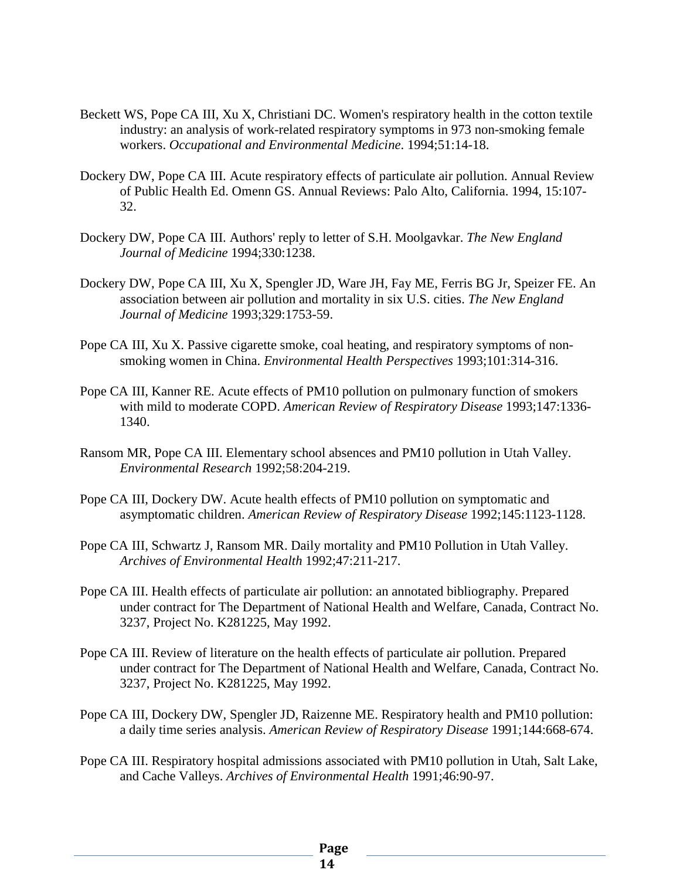Beckett WS, Pope CA III, Xu X, Christiani DC. Women's respiratory health in the cotton textile industry: an analysis of work-related respiratory symptoms in 973 non-smoking female workers. *Occupational and Environmental Medicine*. 1994;51:14-18.

Dockery DW, Pope CA III. Acute respiratory effects of particulate air pollution. Annual Review of Public Health Ed. Omenn GS. Annual Reviews: Palo Alto, California. 1994, 15:107-32.

Dockery DW, Pope CA III. Authors' reply to letter of S.H. Moolgavkar. *The New England Journal of Medicine* 1994;330:1238.

Dockery DW, Pope CA III, Xu X, Spengler JD, Ware JH, Fay ME, Ferris BG Jr, Speizer FE. An association between air pollution and mortality in six U.S. cities. *The New England Journal of Medicine* 1993;329:1753-59.

Pope CA III, Xu X. Passive cigarette smoke, coal heating, and respiratory symptoms of non-smoking women in China. *Environmental Health Perspectives* 1993;101:314-316.

Pope CA III, Kanner RE. Acute effects of PM10 pollution on pulmonary function of smokers with mild to moderate COPD. *American Review of Respiratory Disease* 1993;147:1336-1340.

Ransom MR, Pope CA III. Elementary school absences and PM10 pollution in Utah Valley. *Environmental Research* 1992;58:204-219.

Pope CA III, Dockery DW. Acute health effects of PM10 pollution on symptomatic and asymptomatic children. *American Review of Respiratory Disease* 1992;145:1123-1128.

Pope CA III, Schwartz J, Ransom MR. Daily mortality and PM10 Pollution in Utah Valley. *Archives of Environmental Health* 1992;47:211-217.

Pope CA III. Health effects of particulate air pollution: an annotated bibliography. Prepared under contract for The Department of National Health and Welfare, Canada, Contract No. 3237, Project No. K281225, May 1992.

Pope CA III. Review of literature on the health effects of particulate air pollution. Prepared under contract for The Department of National Health and Welfare, Canada, Contract No. 3237, Project No. K281225, May 1992.

Pope CA III, Dockery DW, Spengler JD, Raizenne ME. Respiratory health and PM10 pollution: a daily time series analysis. *American Review of Respiratory Disease* 1991;144:668-674.

Pope CA III. Respiratory hospital admissions associated with PM10 pollution in Utah, Salt Lake, and Cache Valleys. *Archives of Environmental Health* 1991;46:90-97.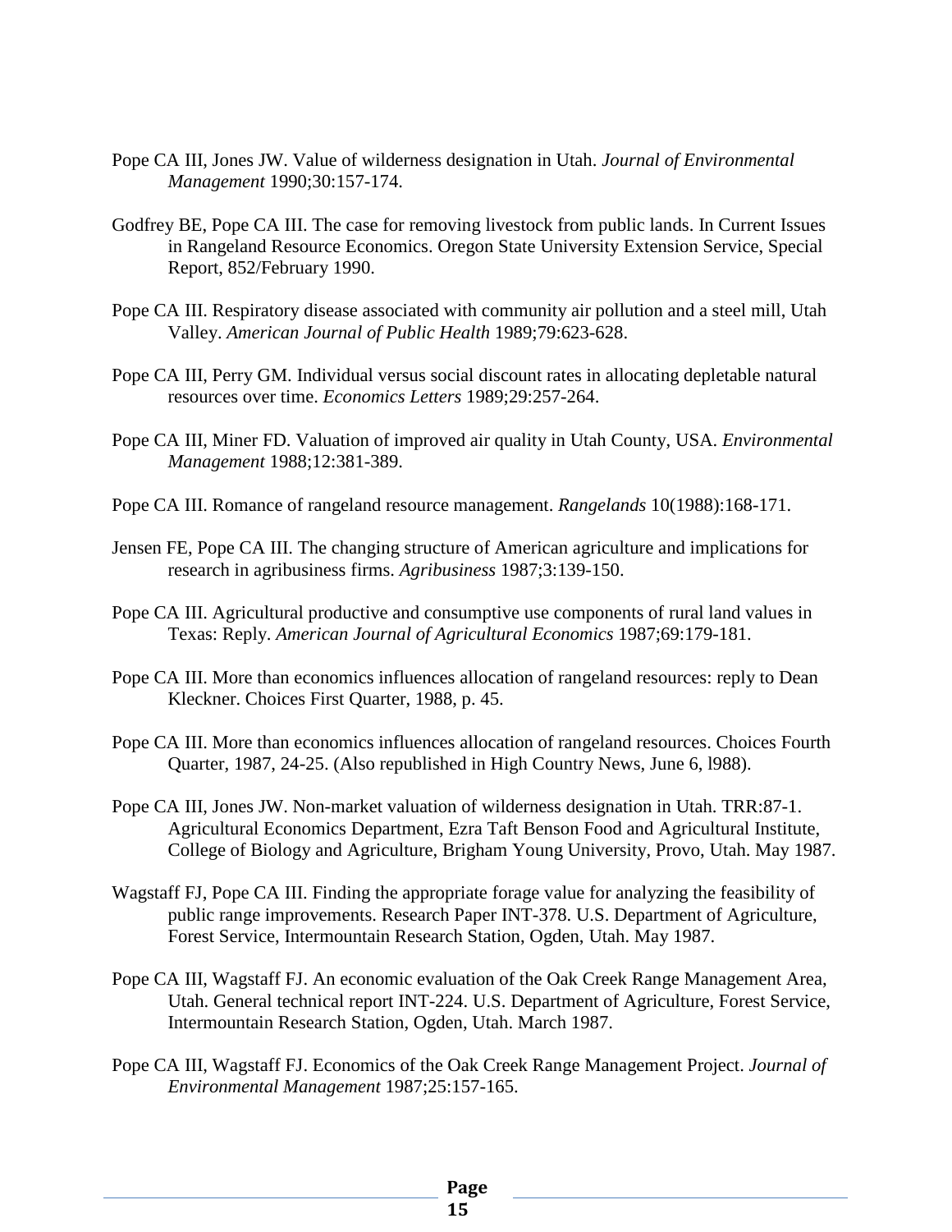Pope CA III, Jones JW. Value of wilderness designation in Utah. *Journal of Environmental Management* 1990;30:157-174.

Godfrey BE, Pope CA III. The case for removing livestock from public lands. In Current Issues in Rangeland Resource Economics. Oregon State University Extension Service, Special Report, 852/February 1990.

Pope CA III. Respiratory disease associated with community air pollution and a steel mill, Utah Valley. *American Journal of Public Health* 1989;79:623-628.

Pope CA III, Perry GM. Individual versus social discount rates in allocating depletable natural resources over time. *Economics Letters* 1989;29:257-264.

Pope CA III, Miner FD. Valuation of improved air quality in Utah County, USA. *Environmental Management* 1988;12:381-389.

Pope CA III. Romance of rangeland resource management. *Rangelands* 10(1988):168-171.

Jensen FE, Pope CA III. The changing structure of American agriculture and implications for research in agribusiness firms. *Agribusiness* 1987;3:139-150.

Pope CA III. Agricultural productive and consumptive use components of rural land values in Texas: Reply. *American Journal of Agricultural Economics* 1987;69:179-181.

Pope CA III. More than economics influences allocation of rangeland resources: reply to Dean Kleckner. Choices First Quarter, 1988, p. 45.

Pope CA III. More than economics influences allocation of rangeland resources. Choices Fourth Quarter, 1987, 24-25. (Also republished in High Country News, June 6, l988).

Pope CA III, Jones JW. Non-market valuation of wilderness designation in Utah. TRR:87-1. Agricultural Economics Department, Ezra Taft Benson Food and Agricultural Institute, College of Biology and Agriculture, Brigham Young University, Provo, Utah. May 1987.

Wagstaff FJ, Pope CA III. Finding the appropriate forage value for analyzing the feasibility of public range improvements. Research Paper INT-378. U.S. Department of Agriculture, Forest Service, Intermountain Research Station, Ogden, Utah. May 1987.

Pope CA III, Wagstaff FJ. An economic evaluation of the Oak Creek Range Management Area, Utah. General technical report INT-224. U.S. Department of Agriculture, Forest Service, Intermountain Research Station, Ogden, Utah. March 1987.

Pope CA III, Wagstaff FJ. Economics of the Oak Creek Range Management Project. *Journal of Environmental Management* 1987;25:157-165.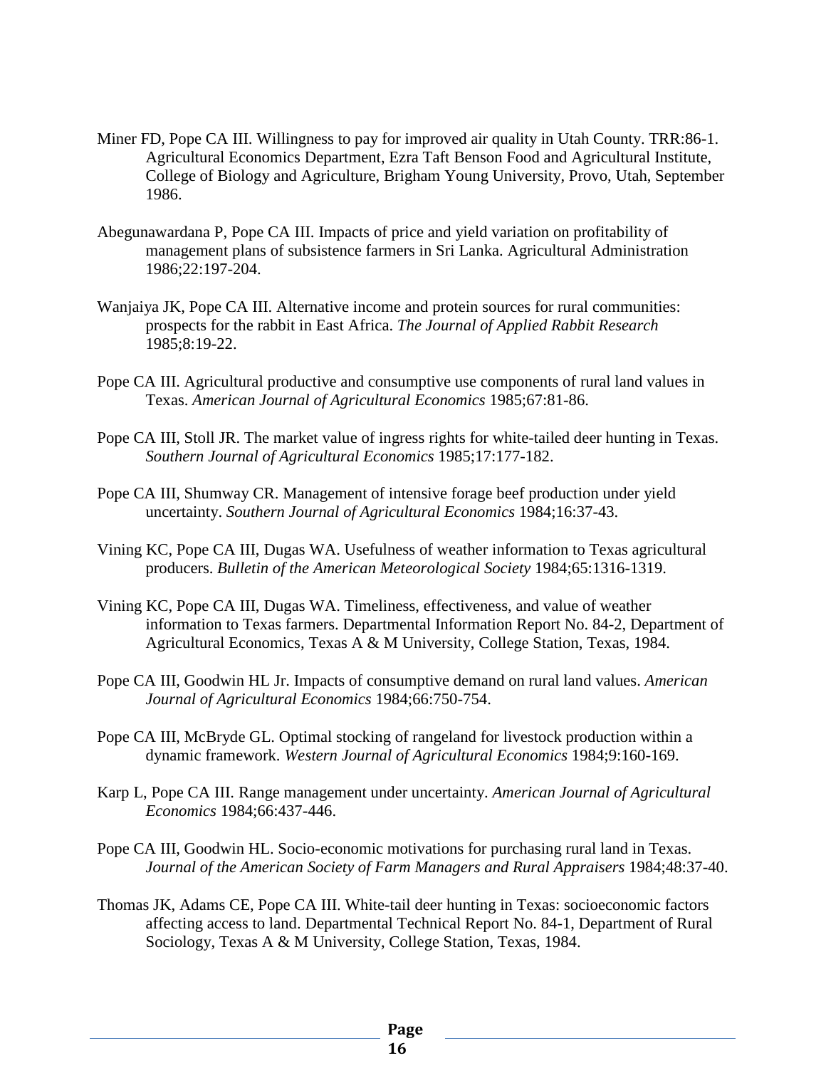Miner FD, Pope CA III. Willingness to pay for improved air quality in Utah County. TRR:86-1. Agricultural Economics Department, Ezra Taft Benson Food and Agricultural Institute, College of Biology and Agriculture, Brigham Young University, Provo, Utah, September 1986.

Abegunawardana P, Pope CA III. Impacts of price and yield variation on profitability of management plans of subsistence farmers in Sri Lanka. Agricultural Administration 1986;22:197-204.

Wanjaiya JK, Pope CA III. Alternative income and protein sources for rural communities: prospects for the rabbit in East Africa. *The Journal of Applied Rabbit Research* 1985;8:19-22.

Pope CA III. Agricultural productive and consumptive use components of rural land values in Texas. *American Journal of Agricultural Economics* 1985;67:81-86.

Pope CA III, Stoll JR. The market value of ingress rights for white-tailed deer hunting in Texas. *Southern Journal of Agricultural Economics* 1985;17:177-182.

Pope CA III, Shumway CR. Management of intensive forage beef production under yield uncertainty. *Southern Journal of Agricultural Economics* 1984;16:37-43.

Vining KC, Pope CA III, Dugas WA. Usefulness of weather information to Texas agricultural producers. *Bulletin of the American Meteorological Society* 1984;65:1316-1319.

Vining KC, Pope CA III, Dugas WA. Timeliness, effectiveness, and value of weather information to Texas farmers. Departmental Information Report No. 84-2, Department of Agricultural Economics, Texas A & M University, College Station, Texas, 1984.

Pope CA III, Goodwin HL Jr. Impacts of consumptive demand on rural land values. *American Journal of Agricultural Economics* 1984;66:750-754.

Pope CA III, McBryde GL. Optimal stocking of rangeland for livestock production within a dynamic framework. *Western Journal of Agricultural Economics* 1984;9:160-169.

Karp L, Pope CA III. Range management under uncertainty. *American Journal of Agricultural Economics* 1984;66:437-446.

Pope CA III, Goodwin HL. Socio-economic motivations for purchasing rural land in Texas. *Journal of the American Society of Farm Managers and Rural Appraisers* 1984;48:37-40.

Thomas JK, Adams CE, Pope CA III. White-tail deer hunting in Texas: socioeconomic factors affecting access to land. Departmental Technical Report No. 84-1, Department of Rural Sociology, Texas A & M University, College Station, Texas, 1984.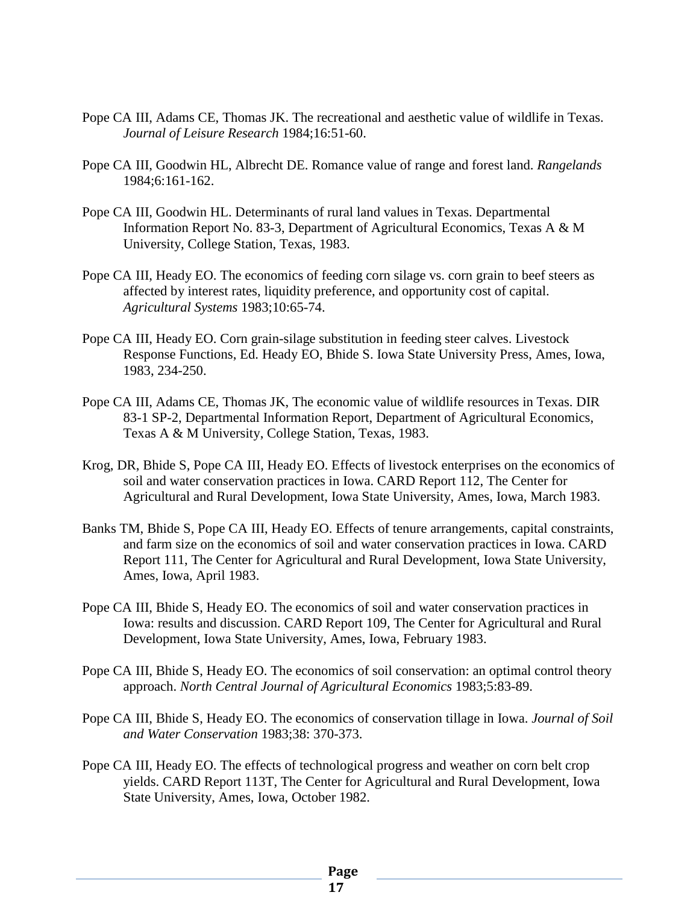Pope CA III, Adams CE, Thomas JK. The recreational and aesthetic value of wildlife in Texas. *Journal of Leisure Research* 1984;16:51-60.

Pope CA III, Goodwin HL, Albrecht DE. Romance value of range and forest land. *Rangelands* 1984;6:161-162.

Pope CA III, Goodwin HL. Determinants of rural land values in Texas. Departmental Information Report No. 83-3, Department of Agricultural Economics, Texas A & M University, College Station, Texas, 1983.

Pope CA III, Heady EO. The economics of feeding corn silage vs. corn grain to beef steers as affected by interest rates, liquidity preference, and opportunity cost of capital. *Agricultural Systems* 1983;10:65-74.

Pope CA III, Heady EO. Corn grain-silage substitution in feeding steer calves. Livestock Response Functions, Ed. Heady EO, Bhide S. Iowa State University Press, Ames, Iowa, 1983, 234-250.

Pope CA III, Adams CE, Thomas JK, The economic value of wildlife resources in Texas. DIR 83-1 SP-2, Departmental Information Report, Department of Agricultural Economics, Texas A & M University, College Station, Texas, 1983.

Krog, DR, Bhide S, Pope CA III, Heady EO. Effects of livestock enterprises on the economics of soil and water conservation practices in Iowa. CARD Report 112, The Center for Agricultural and Rural Development, Iowa State University, Ames, Iowa, March 1983.

Banks TM, Bhide S, Pope CA III, Heady EO. Effects of tenure arrangements, capital constraints, and farm size on the economics of soil and water conservation practices in Iowa. CARD Report 111, The Center for Agricultural and Rural Development, Iowa State University, Ames, Iowa, April 1983.

Pope CA III, Bhide S, Heady EO. The economics of soil and water conservation practices in Iowa: results and discussion. CARD Report 109, The Center for Agricultural and Rural Development, Iowa State University, Ames, Iowa, February 1983.

Pope CA III, Bhide S, Heady EO. The economics of soil conservation: an optimal control theory approach. *North Central Journal of Agricultural Economics* 1983;5:83-89.

Pope CA III, Bhide S, Heady EO. The economics of conservation tillage in Iowa. *Journal of Soil and Water Conservation* 1983;38: 370-373.

Pope CA III, Heady EO. The effects of technological progress and weather on corn belt crop yields. CARD Report 113T, The Center for Agricultural and Rural Development, Iowa State University, Ames, Iowa, October 1982.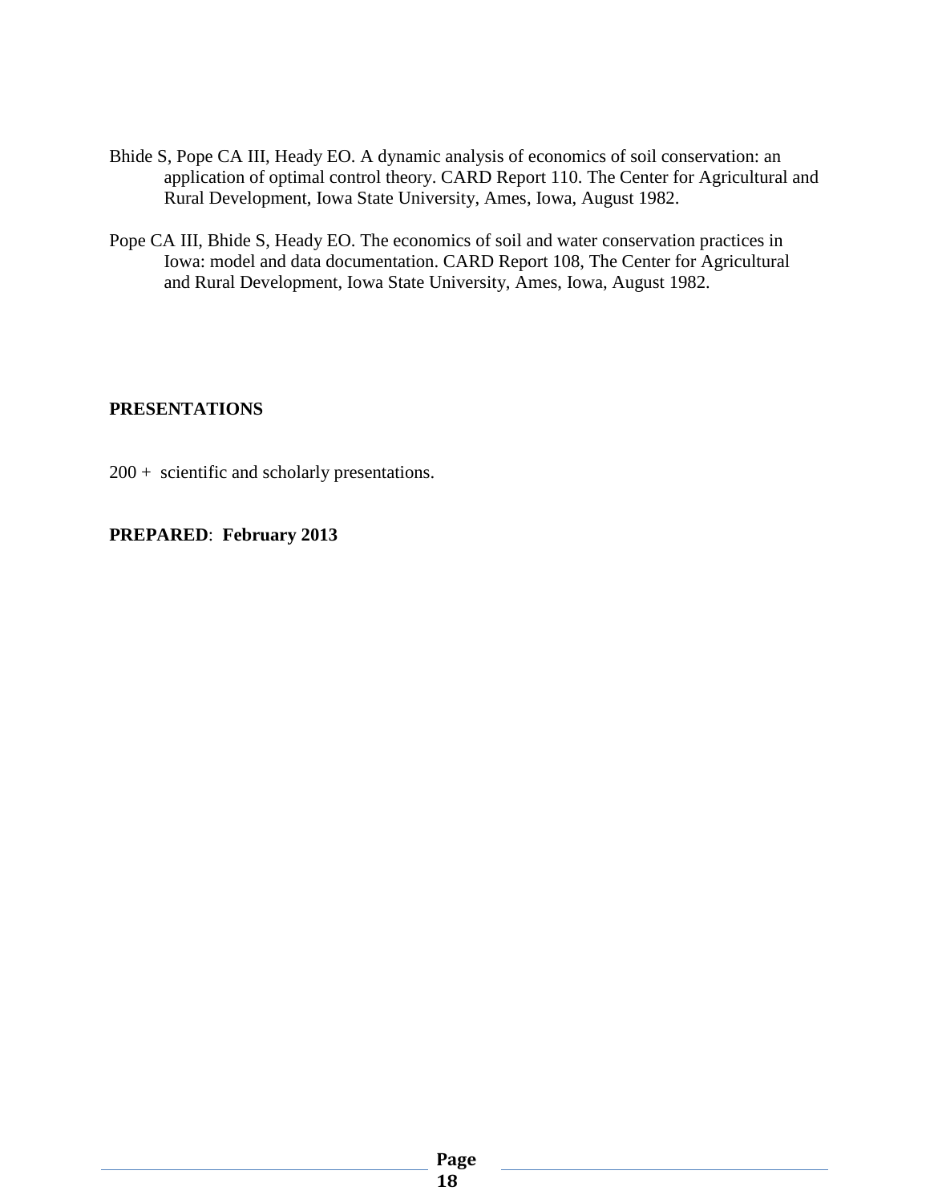Bhide S, Pope CA III, Heady EO. A dynamic analysis of economics of soil conservation: an application of optimal control theory. CARD Report 110. The Center for Agricultural and Rural Development, Iowa State University, Ames, Iowa, August 1982.

Pope CA III, Bhide S, Heady EO. The economics of soil and water conservation practices in Iowa: model and data documentation. CARD Report 108, The Center for Agricultural and Rural Development, Iowa State University, Ames, Iowa, August 1982.

**PRESENTATIONS**

200 + scientific and scholarly presentations.

**PREPARED**: **February 2013**